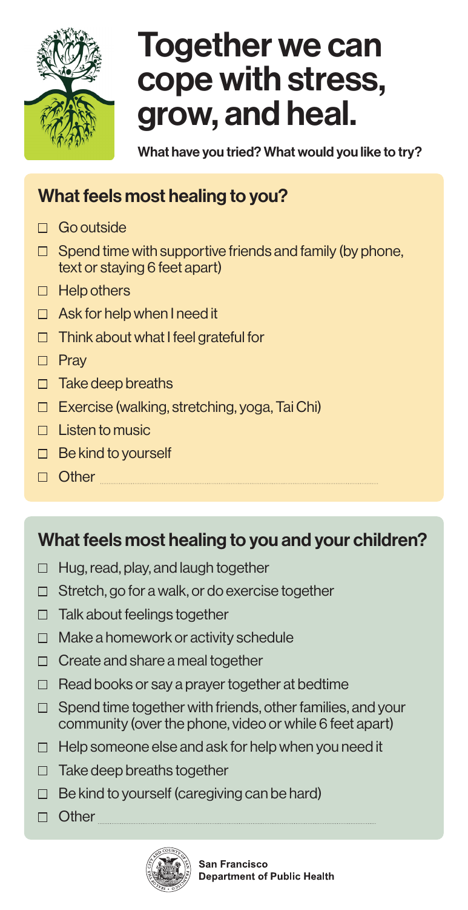# Together we can cope with stress, grow, and heal.

**What have you tried? What would you like to try?**

## What feels most healing to you?

- ☐ Go outside
- ☐ Spend time with supportive friends and family (by phone, text or staying 6 feet apart)
- ☐ Help others
- ☐ Ask for help when I need it
- ☐ Think about what I feel grateful for
- ☐ Pray
- ☐ Take deep breaths
- ☐ Exercise (walking, stretching, yoga, Tai Chi)
- ☐ Listen to music
- ☐ Be kind to yourself
- ☐ Other ............................................................

## What feels most healing to you and your children?

- ☐ Hug, read, play, and laugh together
- ☐ Stretch, go for a walk, or do exercise together
- ☐ Talk about feelings together
- ☐ Make a homework or activity schedule
- ☐ Create and share a meal together
- ☐ Read books or say a prayer together at bedtime
- ☐ Spend time together with friends, other families, and your community (over the phone, video or while 6 feet apart)
- ☐ Help someone else and ask for help when you need it
- ☐ Take deep breaths together
- ☐ Be kind to yourself (caregiving can be hard)
- ☐ Other ............................................................

San Francisco Department of Public Health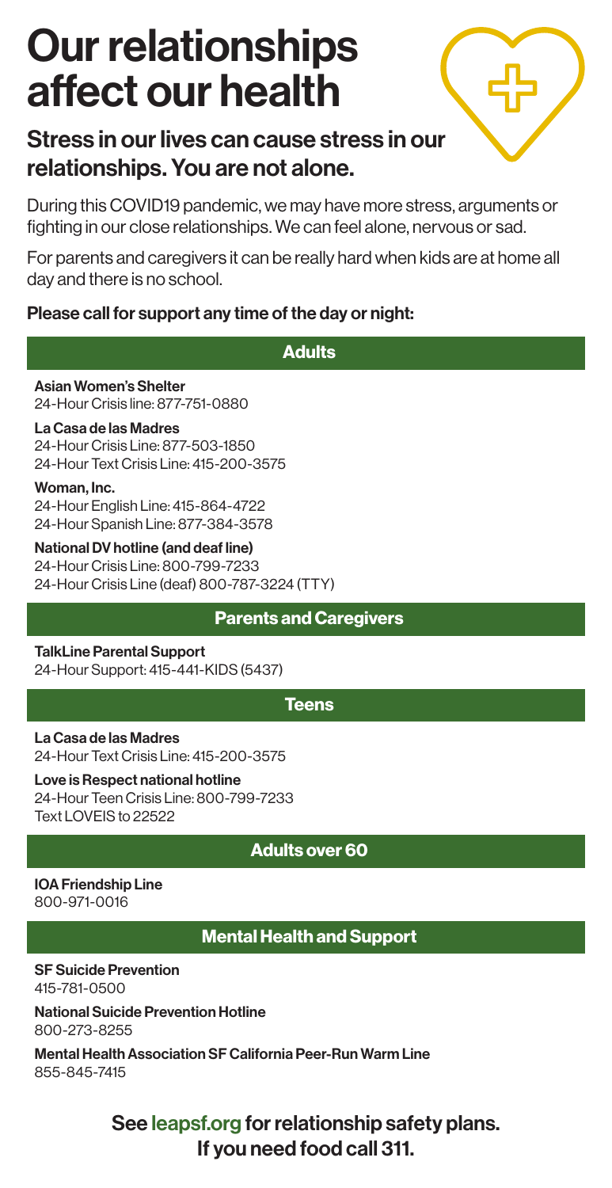# Our relationships affect our health

## Stress in our lives can cause stress in our relationships. You are not alone.

During this COVID19 pandemic, we may have more stress, arguments or fighting in our close relationships. We can feel alone, nervous or sad.

For parents and caregivers it can be really hard when kids are at home all day and there is no school.

**Please call for support any time of the day or night:**

### Adults

**Asian Women's Shelter**
24-Hour Crisis line: 877-751-0880

**La Casa de las Madres**
24-Hour Crisis Line: 877-503-1850
24-Hour Text Crisis Line: 415-200-3575

**Woman, Inc.**
24-Hour English Line: 415-864-4722
24-Hour Spanish Line: 877-384-3578

**National DV hotline (and deaf line)**
24-Hour Crisis Line: 800-799-7233
24-Hour Crisis Line (deaf) 800-787-3224 (TTY)

### Parents and Caregivers

**TalkLine Parental Support**
24-Hour Support: 415-441-KIDS (5437)

### Teens

**La Casa de las Madres**
24-Hour Text Crisis Line: 415-200-3575

**Love is Respect national hotline**
24-Hour Teen Crisis Line: 800-799-7233
Text LOVEIS to 22522

### Adults over 60

**IOA Friendship Line**
800-971-0016

### Mental Health and Support

**SF Suicide Prevention**
415-781-0500

**National Suicide Prevention Hotline**
800-273-8255

**Mental Health Association SF California Peer-Run Warm Line**
855-845-7415

**See leapsf.org for relationship safety plans.**
**If you need food call 311.**